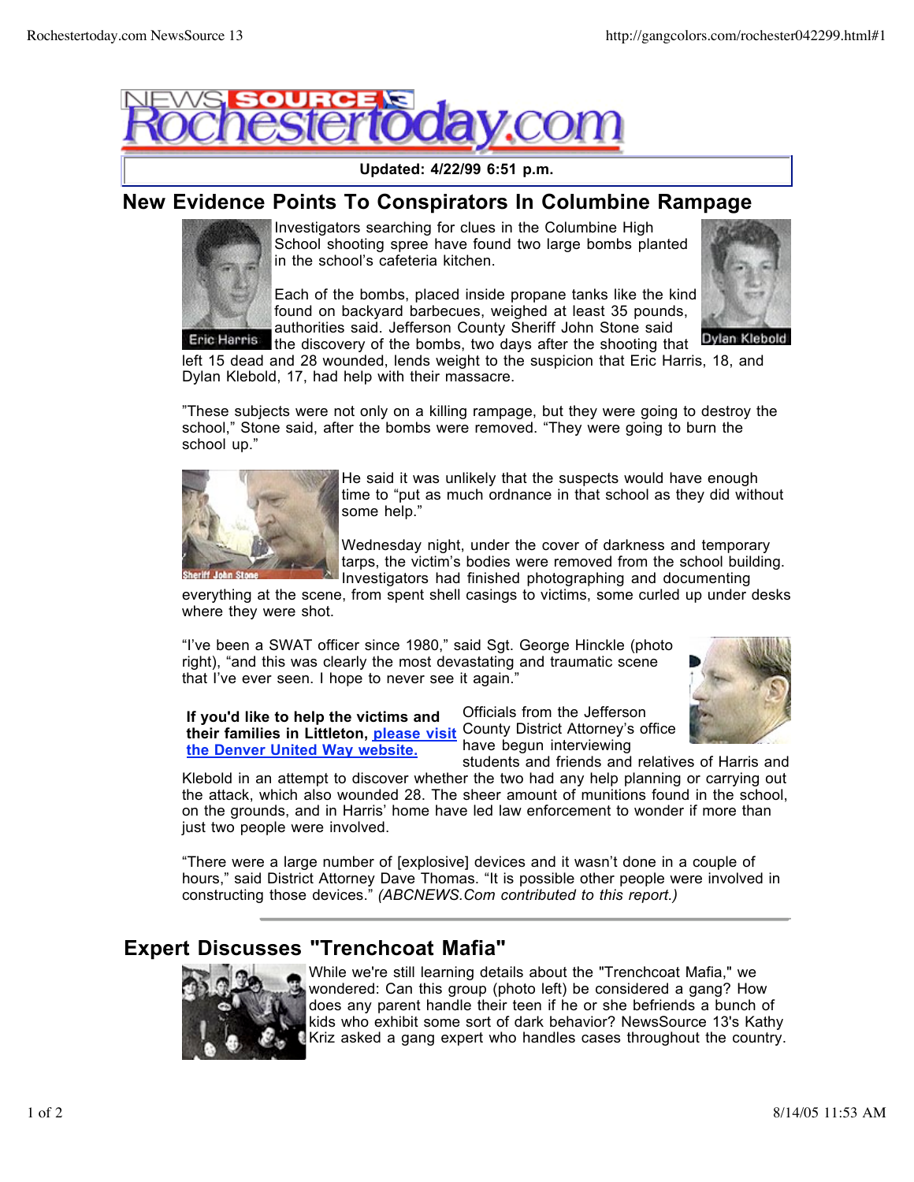Updated: 4/22/99 6:51 p.m.

## New Evidence Points To Conspirators In Columbine Rampage

Eric Harris

Dylan Klebold

Investigators searching for clues in the Columbine High School shooting spree have found two large bombs planted in the school's cafeteria kitchen.

Each of the bombs, placed inside propane tanks like the kind found on backyard barbecues, weighed at least 35 pounds, authorities said. Jefferson County Sheriff John Stone said the discovery of the bombs, two days after the shooting that left 15 dead and 28 wounded, lends weight to the suspicion that Eric Harris, 18, and Dylan Klebold, 17, had help with their massacre.

"These subjects were not only on a killing rampage, but they were going to destroy the school," Stone said, after the bombs were removed. "They were going to burn the school up."

Sheriff John Stone

He said it was unlikely that the suspects would have enough time to "put as much ordnance in that school as they did without some help."

Wednesday night, under the cover of darkness and temporary tarps, the victim's bodies were removed from the school building. Investigators had finished photographing and documenting everything at the scene, from spent shell casings to victims, some curled up under desks where they were shot.

"I've been a SWAT officer since 1980," said Sgt. George Hinckle (photo right), "and this was clearly the most devastating and traumatic scene that I've ever seen. I hope to never see it again."

**If you'd like to help the victims and their families in Littleton, please visit the Denver United Way website.**

Officials from the Jefferson County District Attorney's office have begun interviewing students and friends and relatives of Harris and Klebold in an attempt to discover whether the two had any help planning or carrying out the attack, which also wounded 28. The sheer amount of munitions found in the school, on the grounds, and in Harris' home have led law enforcement to wonder if more than just two people were involved.

"There were a large number of [explosive] devices and it wasn't done in a couple of hours," said District Attorney Dave Thomas. "It is possible other people were involved in constructing those devices." *(ABCNEWS.Com contributed to this report.)*

---

## Expert Discusses "Trenchcoat Mafia"

While we're still learning details about the "Trenchcoat Mafia," we wondered: Can this group (photo left) be considered a gang? How does any parent handle their teen if he or she befriends a bunch of kids who exhibit some sort of dark behavior? NewsSource 13's Kathy Kriz asked a gang expert who handles cases throughout the country.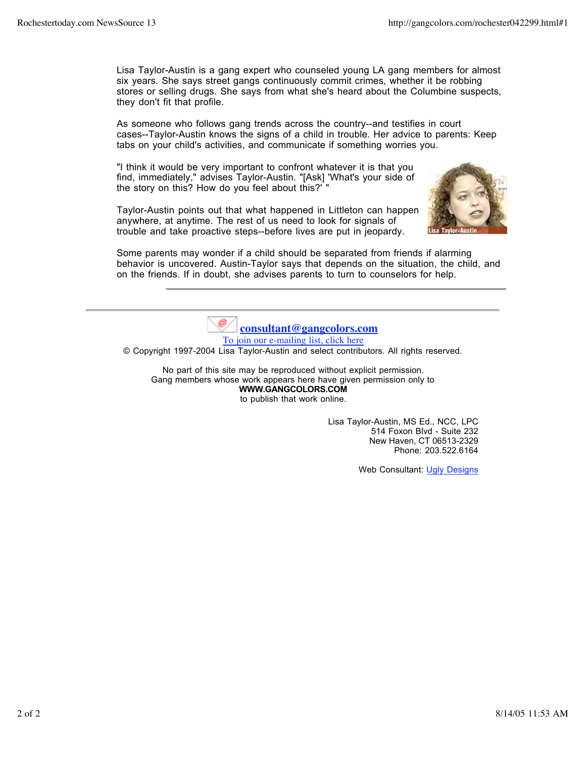Lisa Taylor-Austin is a gang expert who counseled young LA gang members for almost six years. She says street gangs continuously commit crimes, whether it be robbing stores or selling drugs. She says from what she's heard about the Columbine suspects, they don't fit that profile.

As someone who follows gang trends across the country--and testifies in court cases--Taylor-Austin knows the signs of a child in trouble. Her advice to parents: Keep tabs on your child's activities, and communicate if something worries you.

"I think it would be very important to confront whatever it is that you find, immediately," advises Taylor-Austin. "[Ask] 'What's your side of the story on this? How do you feel about this?' "

Lisa Taylor-Austin

Taylor-Austin points out that what happened in Littleton can happen anywhere, at anytime. The rest of us need to look for signals of trouble and take proactive steps--before lives are put in jeopardy.

Some parents may wonder if a child should be separated from friends if alarming behavior is uncovered. Austin-Taylor says that depends on the situation, the child, and on the friends. If in doubt, she advises parents to turn to counselors for help.

---

**consultant@gangcolors.com**

To join our e-mailing list, click here

© Copyright 1997-2004 Lisa Taylor-Austin and select contributors. All rights reserved.

No part of this site may be reproduced without explicit permission.
Gang members whose work appears here have given permission only to
**WWW.GANGCOLORS.COM**
to publish that work online.

Lisa Taylor-Austin, MS Ed., NCC, LPC
514 Foxon Blvd - Suite 232
New Haven, CT 06513-2329
Phone: 203.522.6164

Web Consultant: Ugly Designs